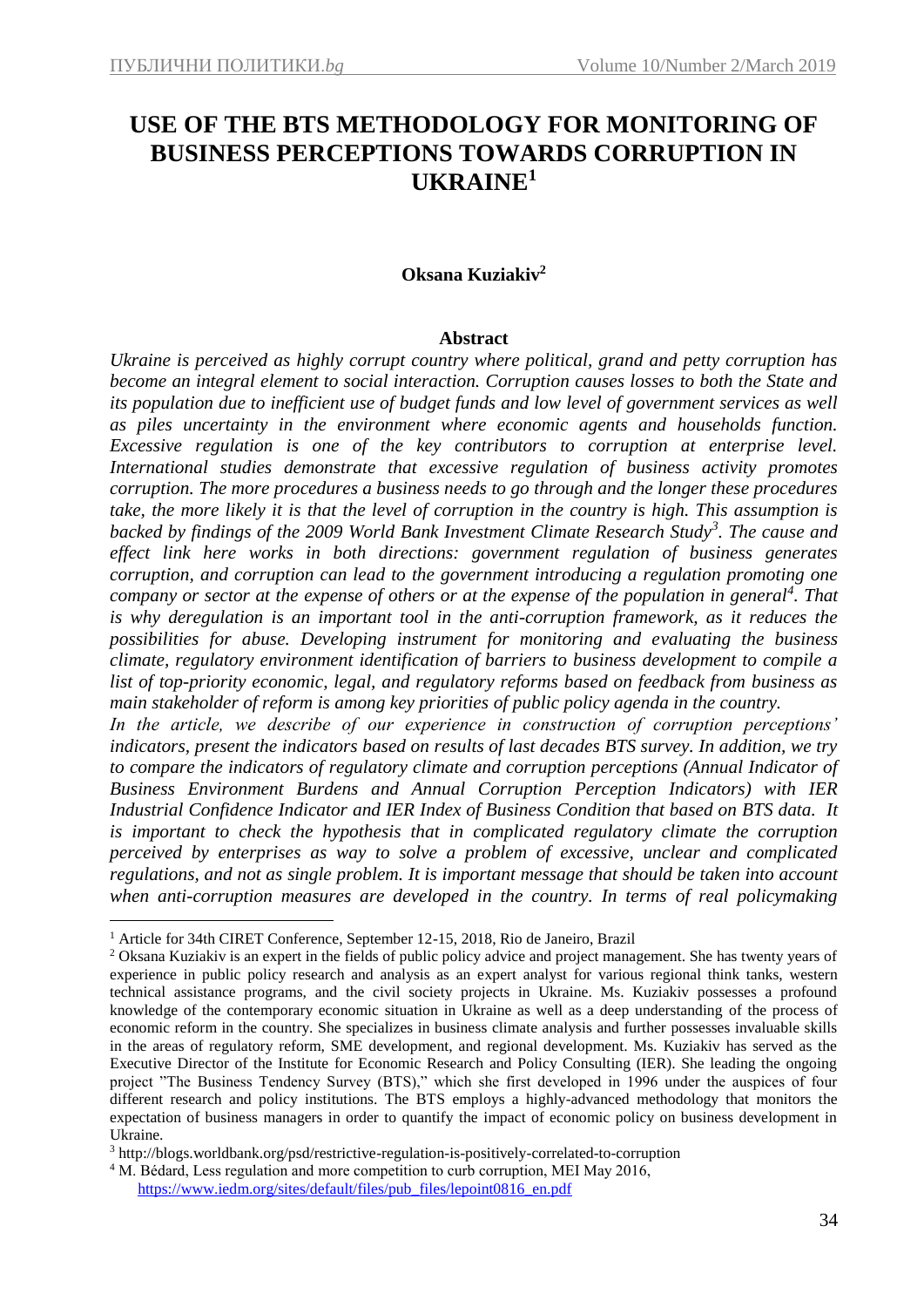# USE OF THE BTS METHODOLOGY FOR MONITORING OF BUSINESS PERCEPTIONS TOWARDS CORRUPTION IN UKRAINE[1]

**Oksana Kuziakiv[2]**

## Abstract

*Ukraine is perceived as highly corrupt country where political, grand and petty corruption has become an integral element to social interaction. Corruption causes losses to both the State and its population due to inefficient use of budget funds and low level of government services as well as piles uncertainty in the environment where economic agents and households function. Excessive regulation is one of the key contributors to corruption at enterprise level. International studies demonstrate that excessive regulation of business activity promotes corruption. The more procedures a business needs to go through and the longer these procedures take, the more likely it is that the level of corruption in the country is high. This assumption is backed by findings of the 2009 World Bank Investment Climate Research Study[3]. The cause and effect link here works in both directions: government regulation of business generates corruption, and corruption can lead to the government introducing a regulation promoting one company or sector at the expense of others or at the expense of the population in general[4]. That is why deregulation is an important tool in the anti-corruption framework, as it reduces the possibilities for abuse. Developing instrument for monitoring and evaluating the business climate, regulatory environment identification of barriers to business development to compile a list of top-priority economic, legal, and regulatory reforms based on feedback from business as main stakeholder of reform is among key priorities of public policy agenda in the country.*

*In the article, we describe of our experience in construction of corruption perceptions' indicators, present the indicators based on results of last decades BTS survey. In addition, we try to compare the indicators of regulatory climate and corruption perceptions (Annual Indicator of Business Environment Burdens and Annual Corruption Perception Indicators) with IER Industrial Confidence Indicator and IER Index of Business Condition that based on BTS data. It is important to check the hypothesis that in complicated regulatory climate the corruption perceived by enterprises as way to solve a problem of excessive, unclear and complicated regulations, and not as single problem. It is important message that should be taken into account when anti-corruption measures are developed in the country. In terms of real policymaking*

---

[1] Article for 34th CIRET Conference, September 12-15, 2018, Rio de Janeiro, Brazil

[2] Oksana Kuziakiv is an expert in the fields of public policy advice and project management. She has twenty years of experience in public policy research and analysis as an expert analyst for various regional think tanks, western technical assistance programs, and the civil society projects in Ukraine. Ms. Kuziakiv possesses a profound knowledge of the contemporary economic situation in Ukraine as well as a deep understanding of the process of economic reform in the country. She specializes in business climate analysis and further possesses invaluable skills in the areas of regulatory reform, SME development, and regional development. Ms. Kuziakiv has served as the Executive Director of the Institute for Economic Research and Policy Consulting (IER). She leading the ongoing project "The Business Tendency Survey (BTS)," which she first developed in 1996 under the auspices of four different research and policy institutions. The BTS employs a highly-advanced methodology that monitors the expectation of business managers in order to quantify the impact of economic policy on business development in Ukraine.

[3] http://blogs.worldbank.org/psd/restrictive-regulation-is-positively-correlated-to-corruption

[4] M. Bédard, Less regulation and more competition to curb corruption, MEI May 2016, https://www.iedm.org/sites/default/files/pub_files/lepoint0816_en.pdf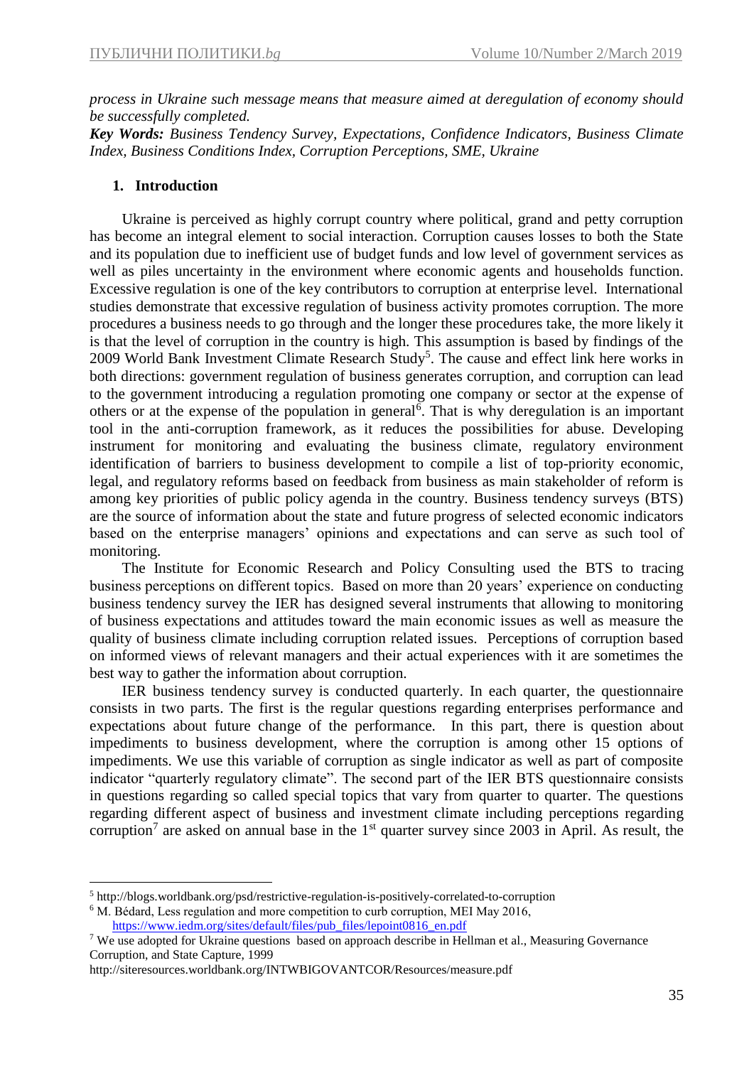*process in Ukraine such message means that measure aimed at deregulation of economy should be successfully completed.*

***Key Words:*** *Business Tendency Survey, Expectations, Confidence Indicators, Business Climate Index, Business Conditions Index, Corruption Perceptions, SME, Ukraine*

## 1. Introduction

Ukraine is perceived as highly corrupt country where political, grand and petty corruption has become an integral element to social interaction. Corruption causes losses to both the State and its population due to inefficient use of budget funds and low level of government services as well as piles uncertainty in the environment where economic agents and households function. Excessive regulation is one of the key contributors to corruption at enterprise level. International studies demonstrate that excessive regulation of business activity promotes corruption. The more procedures a business needs to go through and the longer these procedures take, the more likely it is that the level of corruption in the country is high. This assumption is based by findings of the 2009 World Bank Investment Climate Research Study[5]. The cause and effect link here works in both directions: government regulation of business generates corruption, and corruption can lead to the government introducing a regulation promoting one company or sector at the expense of others or at the expense of the population in general[6]. That is why deregulation is an important tool in the anti-corruption framework, as it reduces the possibilities for abuse. Developing instrument for monitoring and evaluating the business climate, regulatory environment identification of barriers to business development to compile a list of top-priority economic, legal, and regulatory reforms based on feedback from business as main stakeholder of reform is among key priorities of public policy agenda in the country. Business tendency surveys (BTS) are the source of information about the state and future progress of selected economic indicators based on the enterprise managers' opinions and expectations and can serve as such tool of monitoring.

The Institute for Economic Research and Policy Consulting used the BTS to tracing business perceptions on different topics. Based on more than 20 years' experience on conducting business tendency survey the IER has designed several instruments that allowing to monitoring of business expectations and attitudes toward the main economic issues as well as measure the quality of business climate including corruption related issues. Perceptions of corruption based on informed views of relevant managers and their actual experiences with it are sometimes the best way to gather the information about corruption.

IER business tendency survey is conducted quarterly. In each quarter, the questionnaire consists in two parts. The first is the regular questions regarding enterprises performance and expectations about future change of the performance. In this part, there is question about impediments to business development, where the corruption is among other 15 options of impediments. We use this variable of corruption as single indicator as well as part of composite indicator "quarterly regulatory climate". The second part of the IER BTS questionnaire consists in questions regarding so called special topics that vary from quarter to quarter. The questions regarding different aspect of business and investment climate including perceptions regarding corruption[7] are asked on annual base in the 1st quarter survey since 2003 in April. As result, the

---

[5] http://blogs.worldbank.org/psd/restrictive-regulation-is-positively-correlated-to-corruption

[6] M. Bédard, Less regulation and more competition to curb corruption, MEI May 2016, https://www.iedm.org/sites/default/files/pub_files/lepoint0816_en.pdf

[7] We use adopted for Ukraine questions based on approach describe in Hellman et al., Measuring Governance Corruption, and State Capture, 1999 http://siteresources.worldbank.org/INTWBIGOVANTCOR/Resources/measure.pdf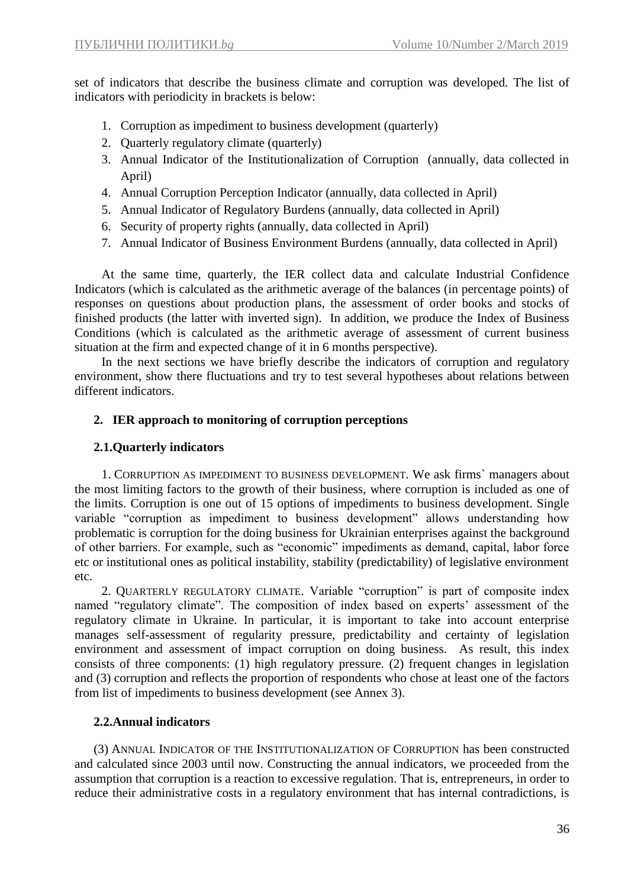set of indicators that describe the business climate and corruption was developed. The list of indicators with periodicity in brackets is below:

1. Corruption as impediment to business development (quarterly)
2. Quarterly regulatory climate (quarterly)
3. Annual Indicator of the Institutionalization of Corruption (annually, data collected in April)
4. Annual Corruption Perception Indicator (annually, data collected in April)
5. Annual Indicator of Regulatory Burdens (annually, data collected in April)
6. Security of property rights (annually, data collected in April)
7. Annual Indicator of Business Environment Burdens (annually, data collected in April)

At the same time, quarterly, the IER collect data and calculate Industrial Confidence Indicators (which is calculated as the arithmetic average of the balances (in percentage points) of responses on questions about production plans, the assessment of order books and stocks of finished products (the latter with inverted sign). In addition, we produce the Index of Business Conditions (which is calculated as the arithmetic average of assessment of current business situation at the firm and expected change of it in 6 months perspective).

In the next sections we have briefly describe the indicators of corruption and regulatory environment, show there fluctuations and try to test several hypotheses about relations between different indicators.

## 2. IER approach to monitoring of corruption perceptions

### 2.1. Quarterly indicators

1. Corruption as impediment to business development. We ask firms` managers about the most limiting factors to the growth of their business, where corruption is included as one of the limits. Corruption is one out of 15 options of impediments to business development. Single variable "corruption as impediment to business development" allows understanding how problematic is corruption for the doing business for Ukrainian enterprises against the background of other barriers. For example, such as "economic" impediments as demand, capital, labor force etc or institutional ones as political instability, stability (predictability) of legislative environment etc.

2. Quarterly regulatory climate. Variable "corruption" is part of composite index named "regulatory climate". The composition of index based on experts' assessment of the regulatory climate in Ukraine. In particular, it is important to take into account enterprise manages self-assessment of regularity pressure, predictability and certainty of legislation environment and assessment of impact corruption on doing business. As result, this index consists of three components: (1) high regulatory pressure. (2) frequent changes in legislation and (3) corruption and reflects the proportion of respondents who chose at least one of the factors from list of impediments to business development (see Annex 3).

### 2.2. Annual indicators

(3) Annual Indicator of the Institutionalization of Corruption has been constructed and calculated since 2003 until now. Constructing the annual indicators, we proceeded from the assumption that corruption is a reaction to excessive regulation. That is, entrepreneurs, in order to reduce their administrative costs in a regulatory environment that has internal contradictions, is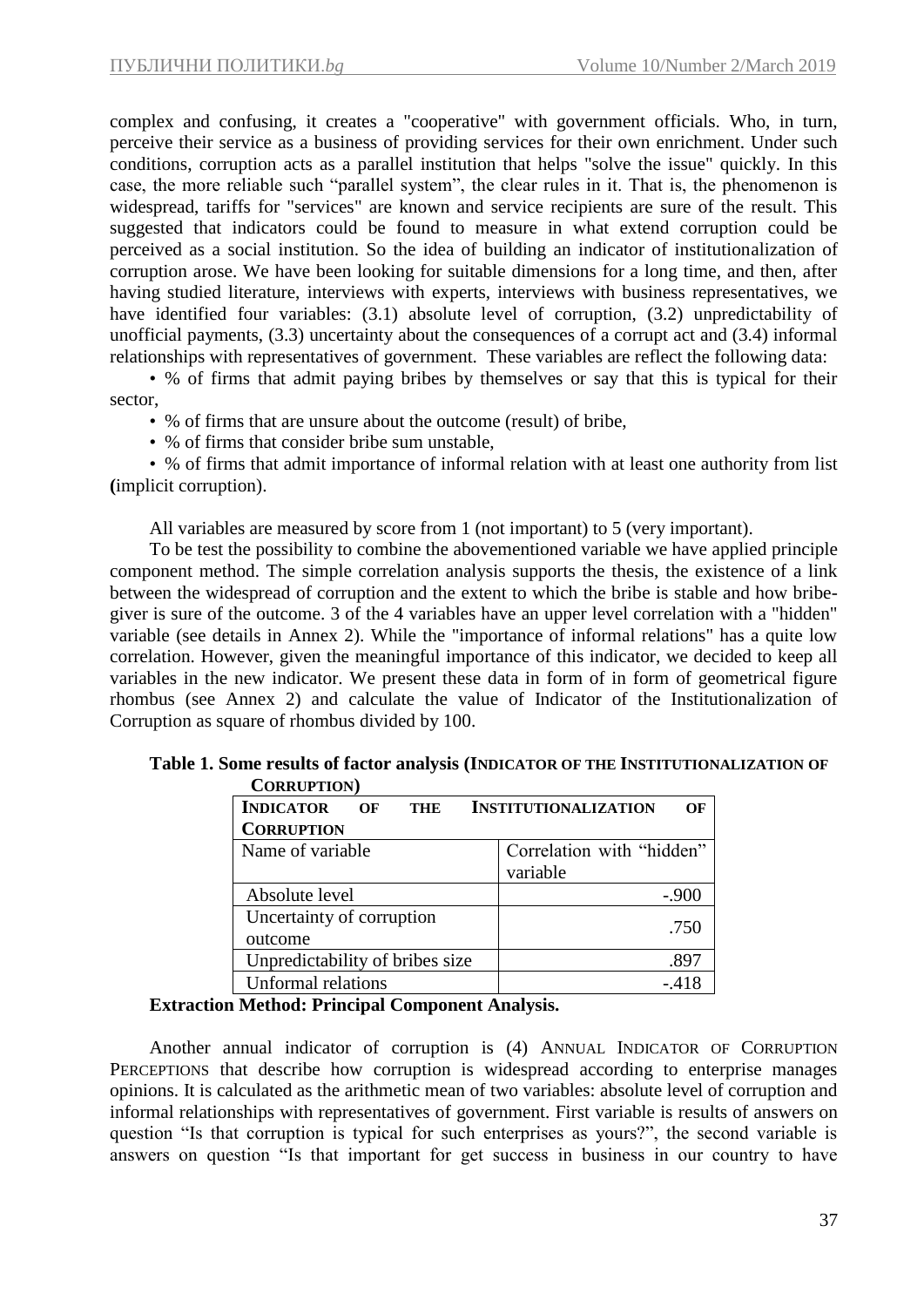complex and confusing, it creates a "cooperative" with government officials. Who, in turn, perceive their service as a business of providing services for their own enrichment. Under such conditions, corruption acts as a parallel institution that helps "solve the issue" quickly. In this case, the more reliable such "parallel system", the clear rules in it. That is, the phenomenon is widespread, tariffs for "services" are known and service recipients are sure of the result. This suggested that indicators could be found to measure in what extend corruption could be perceived as a social institution. So the idea of building an indicator of institutionalization of corruption arose. We have been looking for suitable dimensions for a long time, and then, after having studied literature, interviews with experts, interviews with business representatives, we have identified four variables: (3.1) absolute level of corruption, (3.2) unpredictability of unofficial payments, (3.3) uncertainty about the consequences of a corrupt act and (3.4) informal relationships with representatives of government. These variables are reflect the following data:

- % of firms that admit paying bribes by themselves or say that this is typical for their sector,
- % of firms that are unsure about the outcome (result) of bribe,
- % of firms that consider bribe sum unstable,
- % of firms that admit importance of informal relation with at least one authority from list **(**implicit corruption).

All variables are measured by score from 1 (not important) to 5 (very important).

To be test the possibility to combine the abovementioned variable we have applied principle component method. The simple correlation analysis supports the thesis, the existence of a link between the widespread of corruption and the extent to which the bribe is stable and how bribe-giver is sure of the outcome. 3 of the 4 variables have an upper level correlation with a "hidden" variable (see details in Annex 2). While the "importance of informal relations" has a quite low correlation. However, given the meaningful importance of this indicator, we decided to keep all variables in the new indicator. We present these data in form of in form of geometrical figure rhombus (see Annex 2) and calculate the value of Indicator of the Institutionalization of Corruption as square of rhombus divided by 100.

**Table 1. Some results of factor analysis (INDICATOR OF THE INSTITUTIONALIZATION OF CORRUPTION)**

| **INDICATOR OF THE INSTITUTIONALIZATION OF CORRUPTION** | |
|---|---|
| Name of variable | Correlation with "hidden" variable |
| Absolute level | -.900 |
| Uncertainty of corruption outcome | .750 |
| Unpredictability of bribes size | .897 |
| Unformal relations | -.418 |

**Extraction Method: Principal Component Analysis.**

Another annual indicator of corruption is (4) ANNUAL INDICATOR OF CORRUPTION PERCEPTIONS that describe how corruption is widespread according to enterprise manages opinions. It is calculated as the arithmetic mean of two variables: absolute level of corruption and informal relationships with representatives of government. First variable is results of answers on question "Is that corruption is typical for such enterprises as yours?", the second variable is answers on question "Is that important for get success in business in our country to have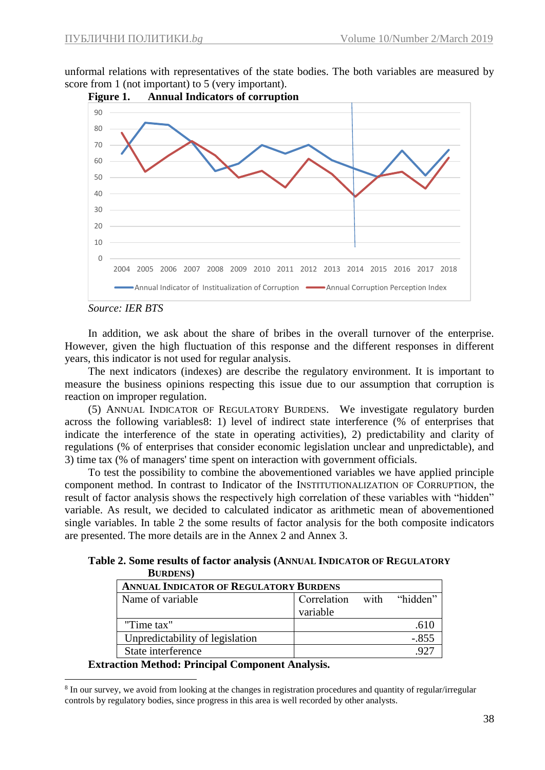unformal relations with representatives of the state bodies. The both variables are measured by score from 1 (not important) to 5 (very important).

**Figure 1. Annual Indicators of corruption**

*Source: IER BTS*

In addition, we ask about the share of bribes in the overall turnover of the enterprise. However, given the high fluctuation of this response and the different responses in different years, this indicator is not used for regular analysis.

The next indicators (indexes) are describe the regulatory environment. It is important to measure the business opinions respecting this issue due to our assumption that corruption is reaction on improper regulation.

(5) ANNUAL INDICATOR OF REGULATORY BURDENS. We investigate regulatory burden across the following variables[8]: 1) level of indirect state interference (% of enterprises that indicate the interference of the state in operating activities), 2) predictability and clarity of regulations (% of enterprises that consider economic legislation unclear and unpredictable), and 3) time tax (% of managers' time spent on interaction with government officials.

To test the possibility to combine the abovementioned variables we have applied principle component method. In contrast to Indicator of the INSTITUTIONALIZATION OF CORRUPTION, the result of factor analysis shows the respectively high correlation of these variables with "hidden" variable. As result, we decided to calculated indicator as arithmetic mean of abovementioned single variables. In table 2 the some results of factor analysis for the both composite indicators are presented. The more details are in the Annex 2 and Annex 3.

**Table 2. Some results of factor analysis (ANNUAL INDICATOR OF REGULATORY BURDENS)**

| ANNUAL INDICATOR OF REGULATORY BURDENS | |
|---|---|
| Name of variable | Correlation with "hidden" variable |
| "Time tax" | .610 |
| Unpredictability of legislation | -.855 |
| State interference | .927 |

**Extraction Method: Principal Component Analysis.**

[8] In our survey, we avoid from looking at the changes in registration procedures and quantity of regular/irregular controls by regulatory bodies, since progress in this area is well recorded by other analysts.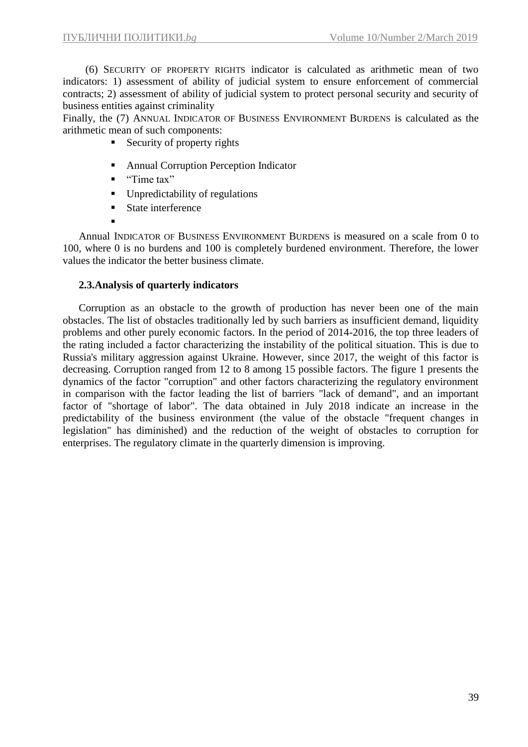(6) SECURITY OF PROPERTY RIGHTS indicator is calculated as arithmetic mean of two indicators: 1) assessment of ability of judicial system to ensure enforcement of commercial contracts; 2) assessment of ability of judicial system to protect personal security and security of business entities against criminality

Finally, the (7) ANNUAL INDICATOR OF BUSINESS ENVIRONMENT BURDENS is calculated as the arithmetic mean of such components:

- Security of property rights
- Annual Corruption Perception Indicator
- "Time tax"
- Unpredictability of regulations
- State interference

Annual INDICATOR OF BUSINESS ENVIRONMENT BURDENS is measured on a scale from 0 to 100, where 0 is no burdens and 100 is completely burdened environment. Therefore, the lower values the indicator the better business climate.

### 2.3.Analysis of quarterly indicators

Corruption as an obstacle to the growth of production has never been one of the main obstacles. The list of obstacles traditionally led by such barriers as insufficient demand, liquidity problems and other purely economic factors. In the period of 2014-2016, the top three leaders of the rating included a factor characterizing the instability of the political situation. This is due to Russia's military aggression against Ukraine. However, since 2017, the weight of this factor is decreasing. Corruption ranged from 12 to 8 among 15 possible factors. The figure 1 presents the dynamics of the factor "corruption" and other factors characterizing the regulatory environment in comparison with the factor leading the list of barriers "lack of demand", and an important factor of "shortage of labor". The data obtained in July 2018 indicate an increase in the predictability of the business environment (the value of the obstacle "frequent changes in legislation" has diminished) and the reduction of the weight of obstacles to corruption for enterprises. The regulatory climate in the quarterly dimension is improving.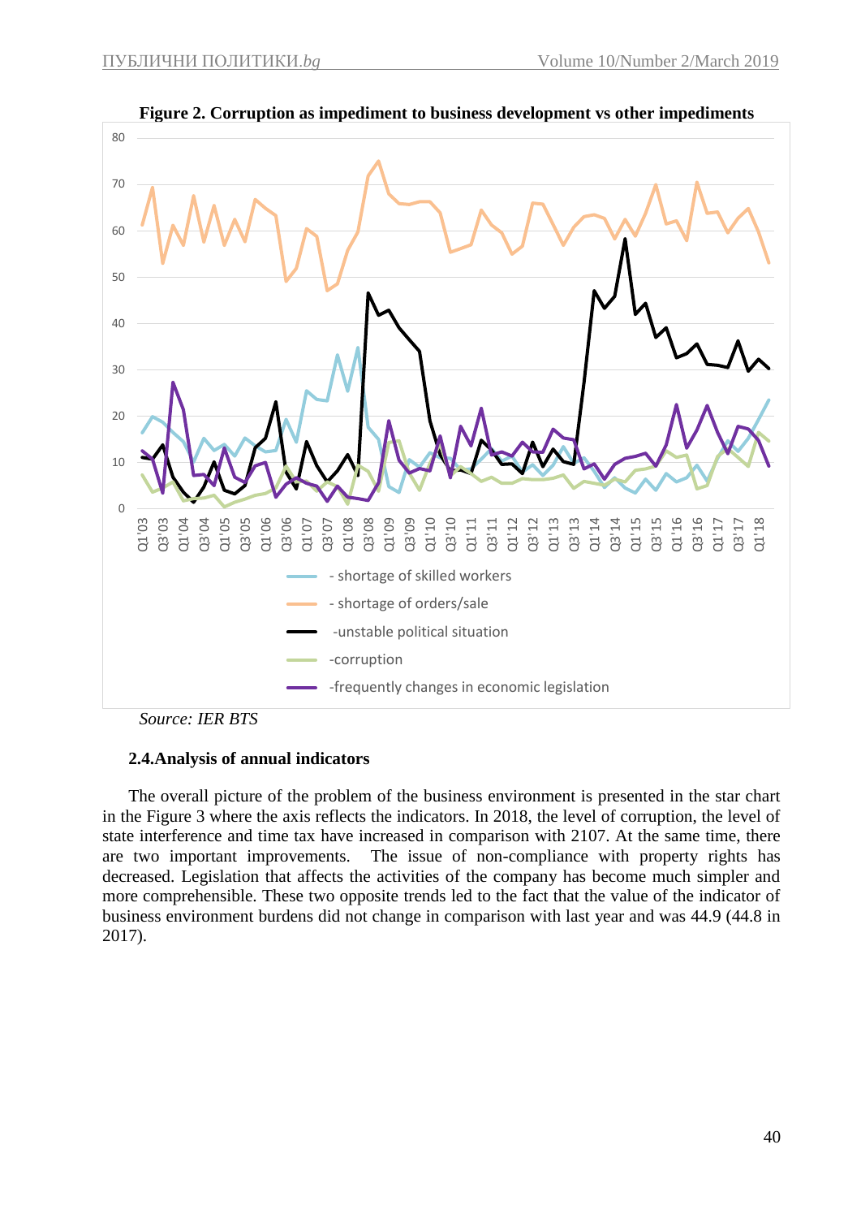**Figure 2. Corruption as impediment to business development vs other impediments**

*Source: IER BTS*

### 2.4. Analysis of annual indicators

The overall picture of the problem of the business environment is presented in the star chart in the Figure 3 where the axis reflects the indicators. In 2018, the level of corruption, the level of state interference and time tax have increased in comparison with 2107. At the same time, there are two important improvements. The issue of non-compliance with property rights has decreased. Legislation that affects the activities of the company has become much simpler and more comprehensible. These two opposite trends led to the fact that the value of the indicator of business environment burdens did not change in comparison with last year and was 44.9 (44.8 in 2017).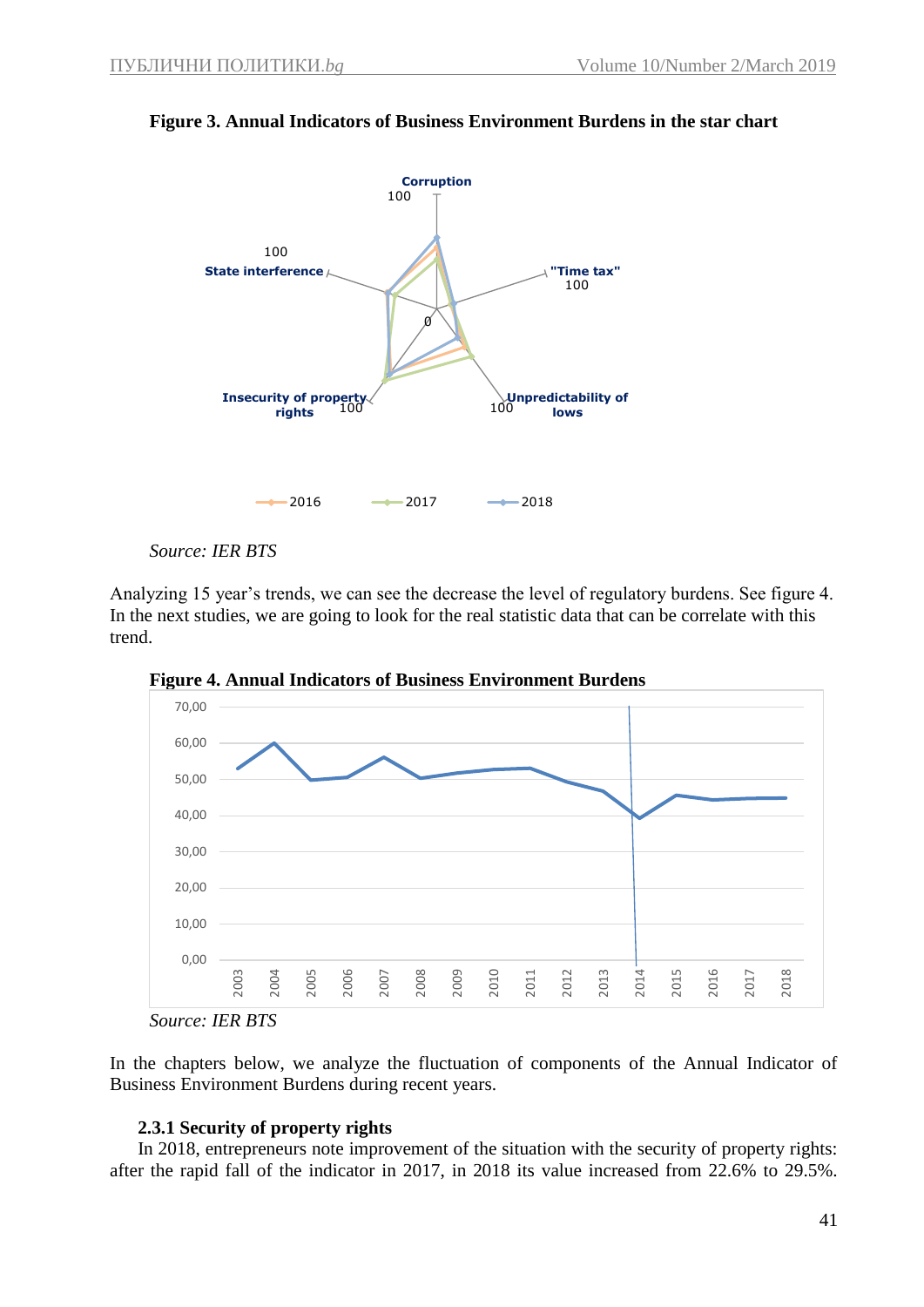**Figure 3. Annual Indicators of Business Environment Burdens in the star chart**

*Source: IER BTS*

Analyzing 15 year's trends, we can see the decrease the level of regulatory burdens. See figure 4. In the next studies, we are going to look for the real statistic data that can be correlate with this trend.

**Figure 4. Annual Indicators of Business Environment Burdens**

*Source: IER BTS*

In the chapters below, we analyze the fluctuation of components of the Annual Indicator of Business Environment Burdens during recent years.

### 2.3.1 Security of property rights

In 2018, entrepreneurs note improvement of the situation with the security of property rights: after the rapid fall of the indicator in 2017, in 2018 its value increased from 22.6% to 29.5%.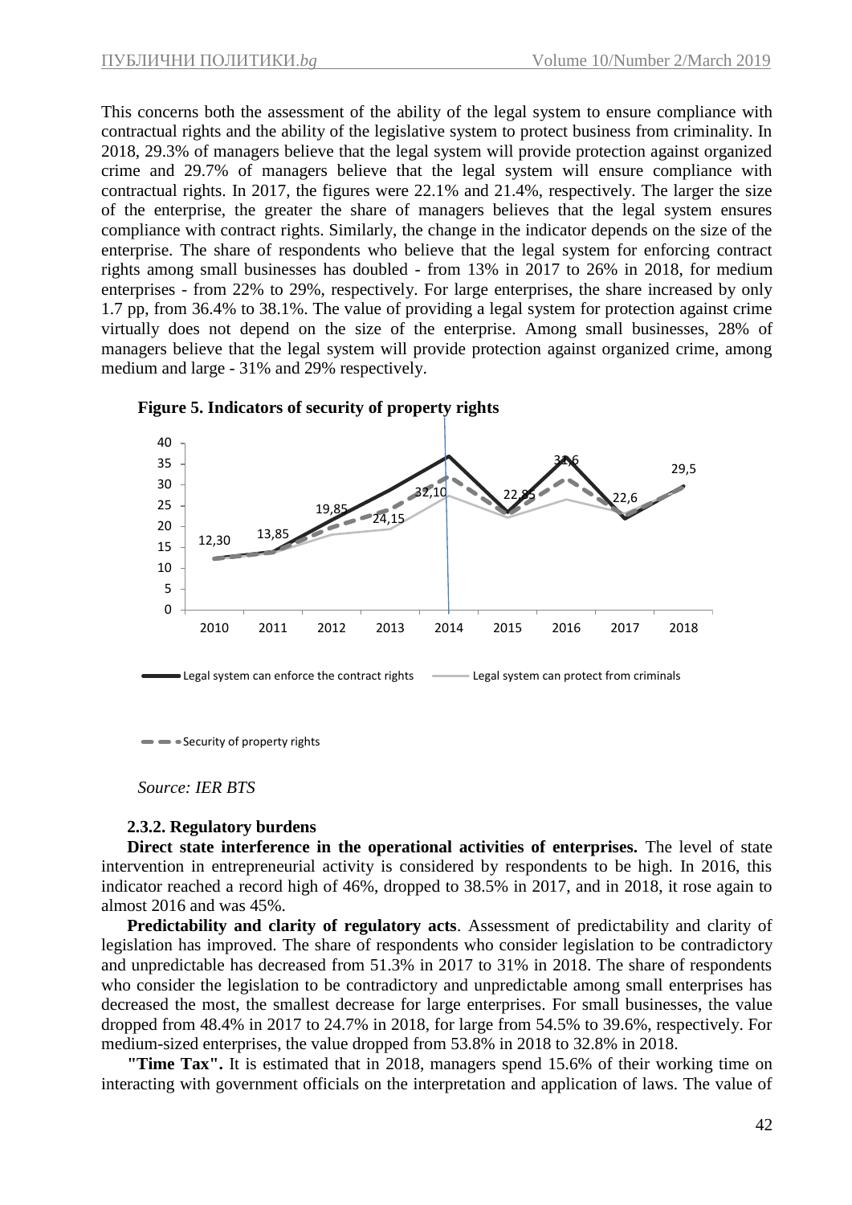This concerns both the assessment of the ability of the legal system to ensure compliance with contractual rights and the ability of the legislative system to protect business from criminality. In 2018, 29.3% of managers believe that the legal system will provide protection against organized crime and 29.7% of managers believe that the legal system will ensure compliance with contractual rights. In 2017, the figures were 22.1% and 21.4%, respectively. The larger the size of the enterprise, the greater the share of managers believes that the legal system ensures compliance with contract rights. Similarly, the change in the indicator depends on the size of the enterprise. The share of respondents who believe that the legal system for enforcing contract rights among small businesses has doubled - from 13% in 2017 to 26% in 2018, for medium enterprises - from 22% to 29%, respectively. For large enterprises, the share increased by only 1.7 pp, from 36.4% to 38.1%. The value of providing a legal system for protection against crime virtually does not depend on the size of the enterprise. Among small businesses, 28% of managers believe that the legal system will provide protection against organized crime, among medium and large - 31% and 29% respectively.

**Figure 5. Indicators of security of property rights**

*Source: IER BTS*

### 2.3.2. Regulatory burdens

**Direct state interference in the operational activities of enterprises.** The level of state intervention in entrepreneurial activity is considered by respondents to be high. In 2016, this indicator reached a record high of 46%, dropped to 38.5% in 2017, and in 2018, it rose again to almost 2016 and was 45%.

**Predictability and clarity of regulatory acts**. Assessment of predictability and clarity of legislation has improved. The share of respondents who consider legislation to be contradictory and unpredictable has decreased from 51.3% in 2017 to 31% in 2018. The share of respondents who consider the legislation to be contradictory and unpredictable among small enterprises has decreased the most, the smallest decrease for large enterprises. For small businesses, the value dropped from 48.4% in 2017 to 24.7% in 2018, for large from 54.5% to 39.6%, respectively. For medium-sized enterprises, the value dropped from 53.8% in 2018 to 32.8% in 2018.

**"Time Tax".** It is estimated that in 2018, managers spend 15.6% of their working time on interacting with government officials on the interpretation and application of laws. The value of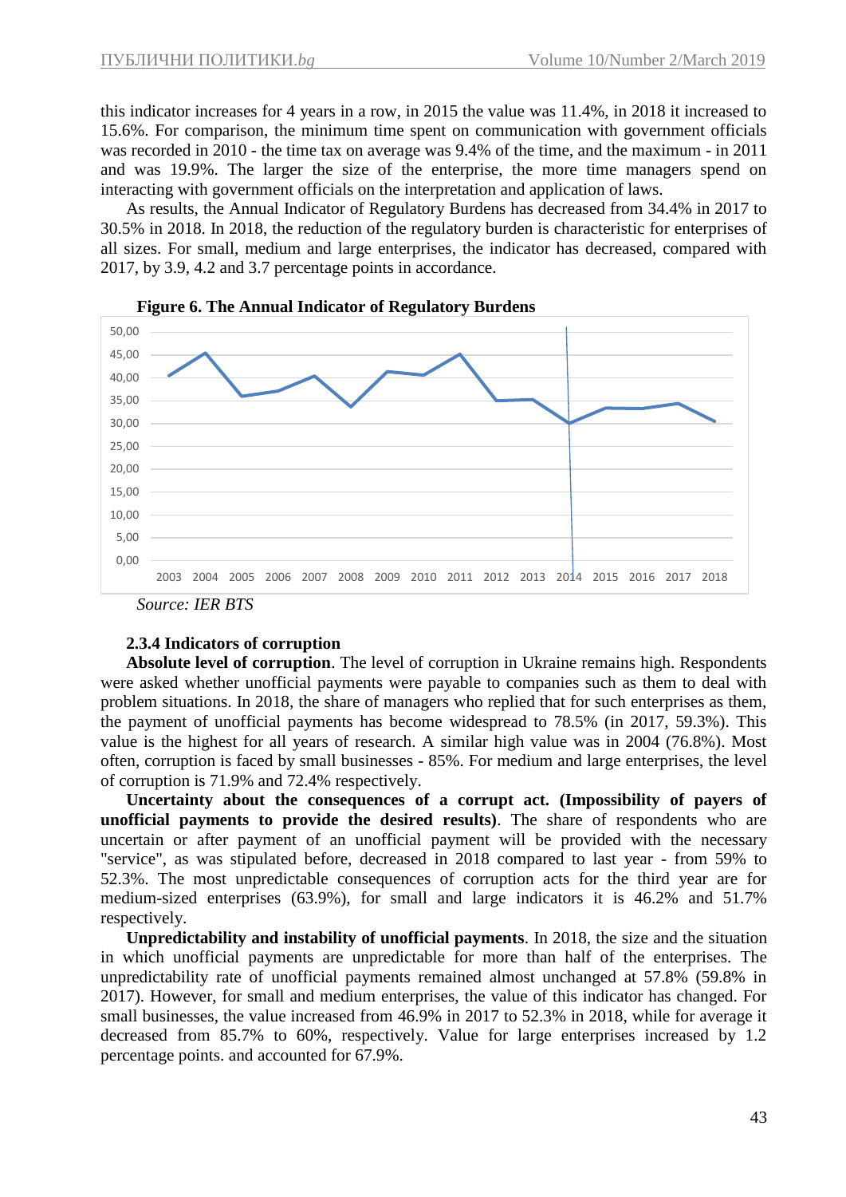this indicator increases for 4 years in a row, in 2015 the value was 11.4%, in 2018 it increased to 15.6%. For comparison, the minimum time spent on communication with government officials was recorded in 2010 - the time tax on average was 9.4% of the time, and the maximum - in 2011 and was 19.9%. The larger the size of the enterprise, the more time managers spend on interacting with government officials on the interpretation and application of laws.

As results, the Annual Indicator of Regulatory Burdens has decreased from 34.4% in 2017 to 30.5% in 2018. In 2018, the reduction of the regulatory burden is characteristic for enterprises of all sizes. For small, medium and large enterprises, the indicator has decreased, compared with 2017, by 3.9, 4.2 and 3.7 percentage points in accordance.

**Figure 6. The Annual Indicator of Regulatory Burdens**

*Source: IER BTS*

### 2.3.4 Indicators of corruption

**Absolute level of corruption**. The level of corruption in Ukraine remains high. Respondents were asked whether unofficial payments were payable to companies such as them to deal with problem situations. In 2018, the share of managers who replied that for such enterprises as them, the payment of unofficial payments has become widespread to 78.5% (in 2017, 59.3%). This value is the highest for all years of research. A similar high value was in 2004 (76.8%). Most often, corruption is faced by small businesses - 85%. For medium and large enterprises, the level of corruption is 71.9% and 72.4% respectively.

**Uncertainty about the consequences of a corrupt act. (Impossibility of payers of unofficial payments to provide the desired results)**. The share of respondents who are uncertain or after payment of an unofficial payment will be provided with the necessary "service", as was stipulated before, decreased in 2018 compared to last year - from 59% to 52.3%. The most unpredictable consequences of corruption acts for the third year are for medium-sized enterprises (63.9%), for small and large indicators it is 46.2% and 51.7% respectively.

**Unpredictability and instability of unofficial payments**. In 2018, the size and the situation in which unofficial payments are unpredictable for more than half of the enterprises. The unpredictability rate of unofficial payments remained almost unchanged at 57.8% (59.8% in 2017). However, for small and medium enterprises, the value of this indicator has changed. For small businesses, the value increased from 46.9% in 2017 to 52.3% in 2018, while for average it decreased from 85.7% to 60%, respectively. Value for large enterprises increased by 1.2 percentage points. and accounted for 67.9%.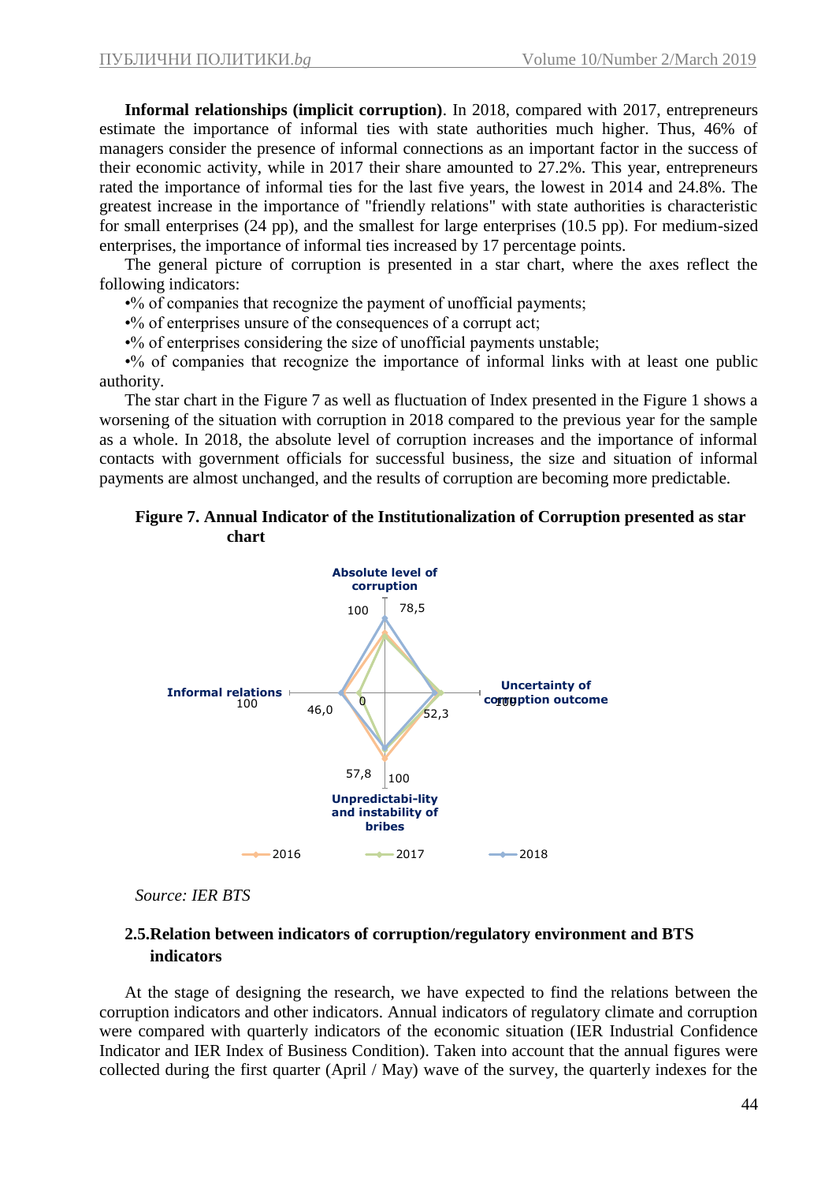**Informal relationships (implicit corruption)**. In 2018, compared with 2017, entrepreneurs estimate the importance of informal ties with state authorities much higher. Thus, 46% of managers consider the presence of informal connections as an important factor in the success of their economic activity, while in 2017 their share amounted to 27.2%. This year, entrepreneurs rated the importance of informal ties for the last five years, the lowest in 2014 and 24.8%. The greatest increase in the importance of "friendly relations" with state authorities is characteristic for small enterprises (24 pp), and the smallest for large enterprises (10.5 pp). For medium-sized enterprises, the importance of informal ties increased by 17 percentage points.

The general picture of corruption is presented in a star chart, where the axes reflect the following indicators:

- % of companies that recognize the payment of unofficial payments;
- % of enterprises unsure of the consequences of a corrupt act;
- % of enterprises considering the size of unofficial payments unstable;
- % of companies that recognize the importance of informal links with at least one public authority.

The star chart in the Figure 7 as well as fluctuation of Index presented in the Figure 1 shows a worsening of the situation with corruption in 2018 compared to the previous year for the sample as a whole. In 2018, the absolute level of corruption increases and the importance of informal contacts with government officials for successful business, the size and situation of informal payments are almost unchanged, and the results of corruption are becoming more predictable.

**Figure 7. Annual Indicator of the Institutionalization of Corruption presented as star chart**

*Source: IER BTS*

## 2.5. Relation between indicators of corruption/regulatory environment and BTS indicators

At the stage of designing the research, we have expected to find the relations between the corruption indicators and other indicators. Annual indicators of regulatory climate and corruption were compared with quarterly indicators of the economic situation (IER Industrial Confidence Indicator and IER Index of Business Condition). Taken into account that the annual figures were collected during the first quarter (April / May) wave of the survey, the quarterly indexes for the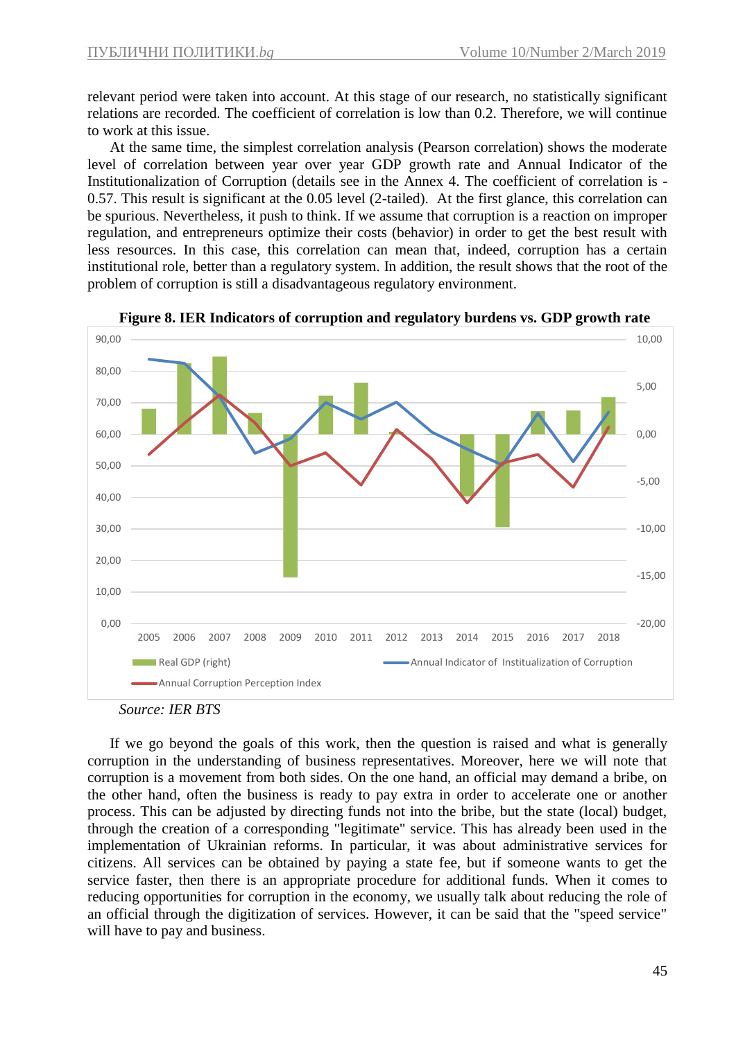relevant period were taken into account. At this stage of our research, no statistically significant relations are recorded. The coefficient of correlation is low than 0.2. Therefore, we will continue to work at this issue.

At the same time, the simplest correlation analysis (Pearson correlation) shows the moderate level of correlation between year over year GDP growth rate and Annual Indicator of the Institutionalization of Corruption (details see in the Annex 4. The coefficient of correlation is -0.57. This result is significant at the 0.05 level (2-tailed). At the first glance, this correlation can be spurious. Nevertheless, it push to think. If we assume that corruption is a reaction on improper regulation, and entrepreneurs optimize their costs (behavior) in order to get the best result with less resources. In this case, this correlation can mean that, indeed, corruption has a certain institutional role, better than a regulatory system. In addition, the result shows that the root of the problem of corruption is still a disadvantageous regulatory environment.

**Figure 8. IER Indicators of corruption and regulatory burdens vs. GDP growth rate**

*Source: IER BTS*

If we go beyond the goals of this work, then the question is raised and what is generally corruption in the understanding of business representatives. Moreover, here we will note that corruption is a movement from both sides. On the one hand, an official may demand a bribe, on the other hand, often the business is ready to pay extra in order to accelerate one or another process. This can be adjusted by directing funds not into the bribe, but the state (local) budget, through the creation of a corresponding "legitimate" service. This has already been used in the implementation of Ukrainian reforms. In particular, it was about administrative services for citizens. All services can be obtained by paying a state fee, but if someone wants to get the service faster, then there is an appropriate procedure for additional funds. When it comes to reducing opportunities for corruption in the economy, we usually talk about reducing the role of an official through the digitization of services. However, it can be said that the "speed service" will have to pay and business.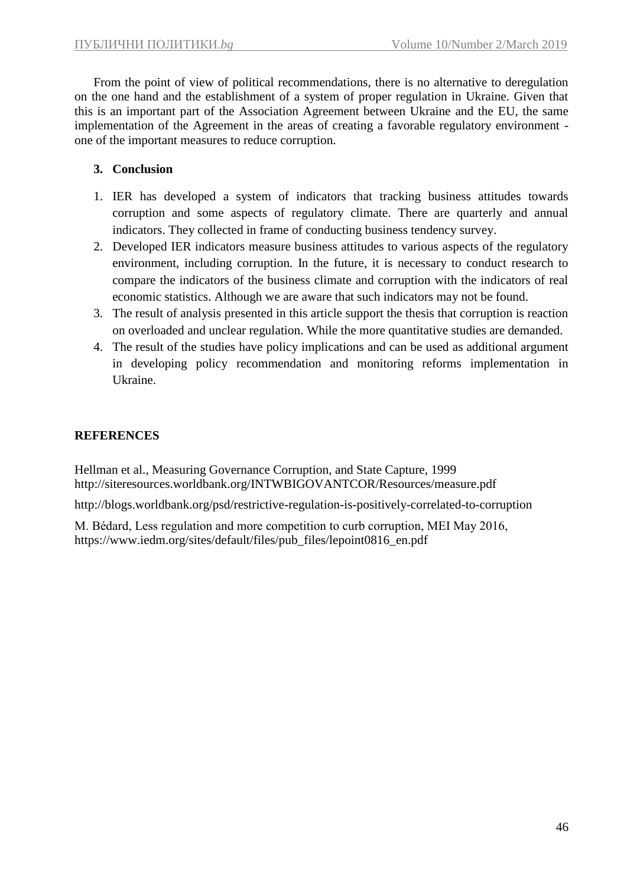From the point of view of political recommendations, there is no alternative to deregulation on the one hand and the establishment of a system of proper regulation in Ukraine. Given that this is an important part of the Association Agreement between Ukraine and the EU, the same implementation of the Agreement in the areas of creating a favorable regulatory environment - one of the important measures to reduce corruption.

## 3. Conclusion

1. IER has developed a system of indicators that tracking business attitudes towards corruption and some aspects of regulatory climate. There are quarterly and annual indicators. They collected in frame of conducting business tendency survey.
2. Developed IER indicators measure business attitudes to various aspects of the regulatory environment, including corruption. In the future, it is necessary to conduct research to compare the indicators of the business climate and corruption with the indicators of real economic statistics. Although we are aware that such indicators may not be found.
3. The result of analysis presented in this article support the thesis that corruption is reaction on overloaded and unclear regulation. While the more quantitative studies are demanded.
4. The result of the studies have policy implications and can be used as additional argument in developing policy recommendation and monitoring reforms implementation in Ukraine.

## REFERENCES

Hellman et al., Measuring Governance Corruption, and State Capture, 1999 http://siteresources.worldbank.org/INTWBIGOVANTCOR/Resources/measure.pdf

http://blogs.worldbank.org/psd/restrictive-regulation-is-positively-correlated-to-corruption

M. Bédard, Less regulation and more competition to curb corruption, MEI May 2016, https://www.iedm.org/sites/default/files/pub_files/lepoint0816_en.pdf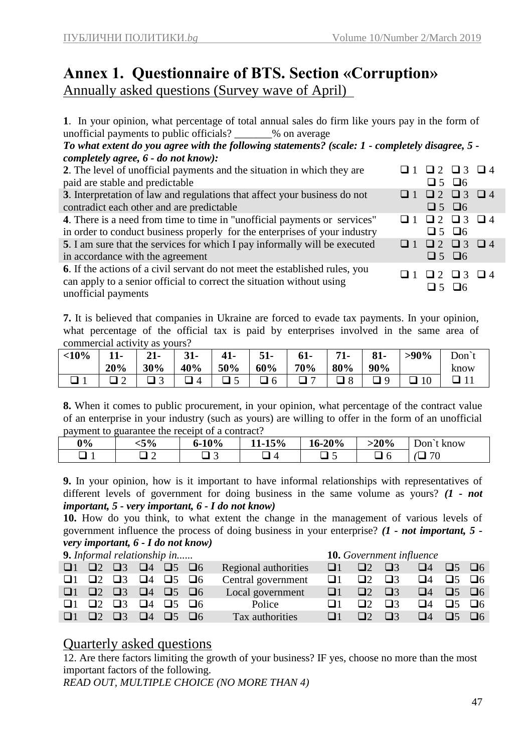# Annex 1. Questionnaire of BTS. Section «Corruption»

## Annually asked questions (Survey wave of April)

**1**. In your opinion, what percentage of total annual sales do firm like yours pay in the form of unofficial payments to public officials? _______% on average

***To what extent do you agree with the following statements? (scale: 1 - completely disagree, 5 - completely agree, 6 - do not know):***

| Statement | Answer |
|---|---|
| **2**. The level of unofficial payments and the situation in which they are paid are stable and predictable | ❑ 1 ❑ 2 ❑ 3 ❑ 4 ❑ 5 ❑6 |
| **3**. Interpretation of law and regulations that affect your business do not contradict each other and are predictable | ❑ 1 ❑ 2 ❑ 3 ❑ 4 ❑ 5 ❑6 |
| **4**. There is a need from time to time in "unofficial payments or services" in order to conduct business properly for the enterprises of your industry | ❑ 1 ❑ 2 ❑ 3 ❑ 4 ❑ 5 ❑6 |
| **5**. I am sure that the services for which I pay informally will be executed in accordance with the agreement | ❑ 1 ❑ 2 ❑ 3 ❑ 4 ❑ 5 ❑6 |
| **6**. If the actions of a civil servant do not meet the established rules, you can apply to a senior official to correct the situation without using unofficial payments | ❑ 1 ❑ 2 ❑ 3 ❑ 4 ❑ 5 ❑6 |

**7.** It is believed that companies in Ukraine are forced to evade tax payments. In your opinion, what percentage of the official tax is paid by enterprises involved in the same area of commercial activity as yours?

| **<10%** | **11-20%** | **21-30%** | **31-40%** | **41-50%** | **51-60%** | **61-70%** | **71-80%** | **81-90%** | **>90%** | Don`t know |
|---|---|---|---|---|---|---|---|---|---|---|
| ❑ 1 | ❑ 2 | ❑ 3 | ❑ 4 | ❑ 5 | ❑ 6 | ❑ 7 | ❑ 8 | ❑ 9 | ❑ 10 | ❑ 11 |

**8.** When it comes to public procurement, in your opinion, what percentage of the contract value of an enterprise in your industry (such as yours) are willing to offer in the form of an unofficial payment to guarantee the receipt of a contract?

| **0%** | **<5%** | **6-10%** | **11-15%** | **16-20%** | **>20%** | Don`t know |
|---|---|---|---|---|---|---|
| ❑ 1 | ❑ 2 | ❑ 3 | ❑ 4 | ❑ 5 | ❑ 6 | (❑ 70 |

**9.** In your opinion, how is it important to have informal relationships with representatives of different levels of government for doing business in the same volume as yours? ***(1 - not important, 5 - very important, 6 - I do not know)***

**10.** How do you think, to what extent the change in the management of various levels of government influence the process of doing business in your enterprise? ***(1 - not important, 5 - very important, 6 - I do not know)***

| **9.** *Informal relationship in......* | | | | | | | **10.** *Government influence* | | | | | |
|---|---|---|---|---|---|---|---|---|---|---|---|---|
| ❑1 | ❑2 | ❑3 | ❑4 | ❑5 | ❑6 | Regional authorities | ❑1 | ❑2 | ❑3 | ❑4 | ❑5 | ❑6 |
| ❑1 | ❑2 | ❑3 | ❑4 | ❑5 | ❑6 | Central government | ❑1 | ❑2 | ❑3 | ❑4 | ❑5 | ❑6 |
| ❑1 | ❑2 | ❑3 | ❑4 | ❑5 | ❑6 | Local government | ❑1 | ❑2 | ❑3 | ❑4 | ❑5 | ❑6 |
| ❑1 | ❑2 | ❑3 | ❑4 | ❑5 | ❑6 | Police | ❑1 | ❑2 | ❑3 | ❑4 | ❑5 | ❑6 |
| ❑1 | ❑2 | ❑3 | ❑4 | ❑5 | ❑6 | Tax authorities | ❑1 | ❑2 | ❑3 | ❑4 | ❑5 | ❑6 |

## Quarterly asked questions

12. Are there factors limiting the growth of your business? IF yes, choose no more than the most important factors of the following.

*READ OUT, MULTIPLE CHOICE (NO MORE THAN 4)*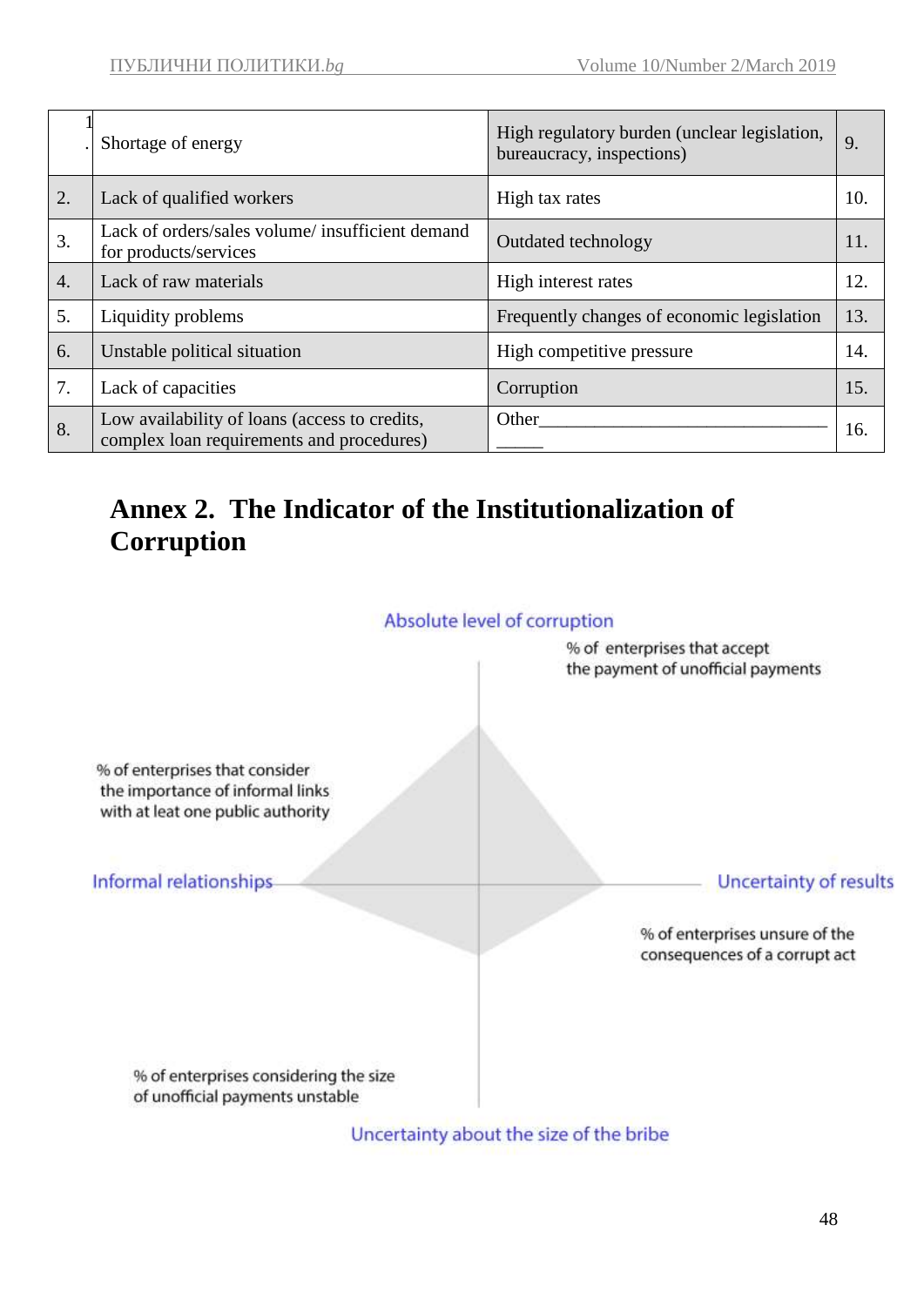| 1. | Shortage of energy | High regulatory burden (unclear legislation, bureaucracy, inspections) | 9. |
|---|---|---|---|
| 2. | Lack of qualified workers | High tax rates | 10. |
| 3. | Lack of orders/sales volume/ insufficient demand for products/services | Outdated technology | 11. |
| 4. | Lack of raw materials | High interest rates | 12. |
| 5. | Liquidity problems | Frequently changes of economic legislation | 13. |
| 6. | Unstable political situation | High competitive pressure | 14. |
| 7. | Lack of capacities | Corruption | 15. |
| 8. | Low availability of loans (access to credits, complex loan requirements and procedures) | Other______________________________ _____ | 16. |

## Annex 2. The Indicator of the Institutionalization of Corruption

Absolute level of corruption

% of enterprises that accept the payment of unofficial payments

% of enterprises that consider the importance of informal links with at leat one public authority

Informal relationships

Uncertainty of results

% of enterprises unsure of the consequences of a corrupt act

% of enterprises considering the size of unofficial payments unstable

Uncertainty about the size of the bribe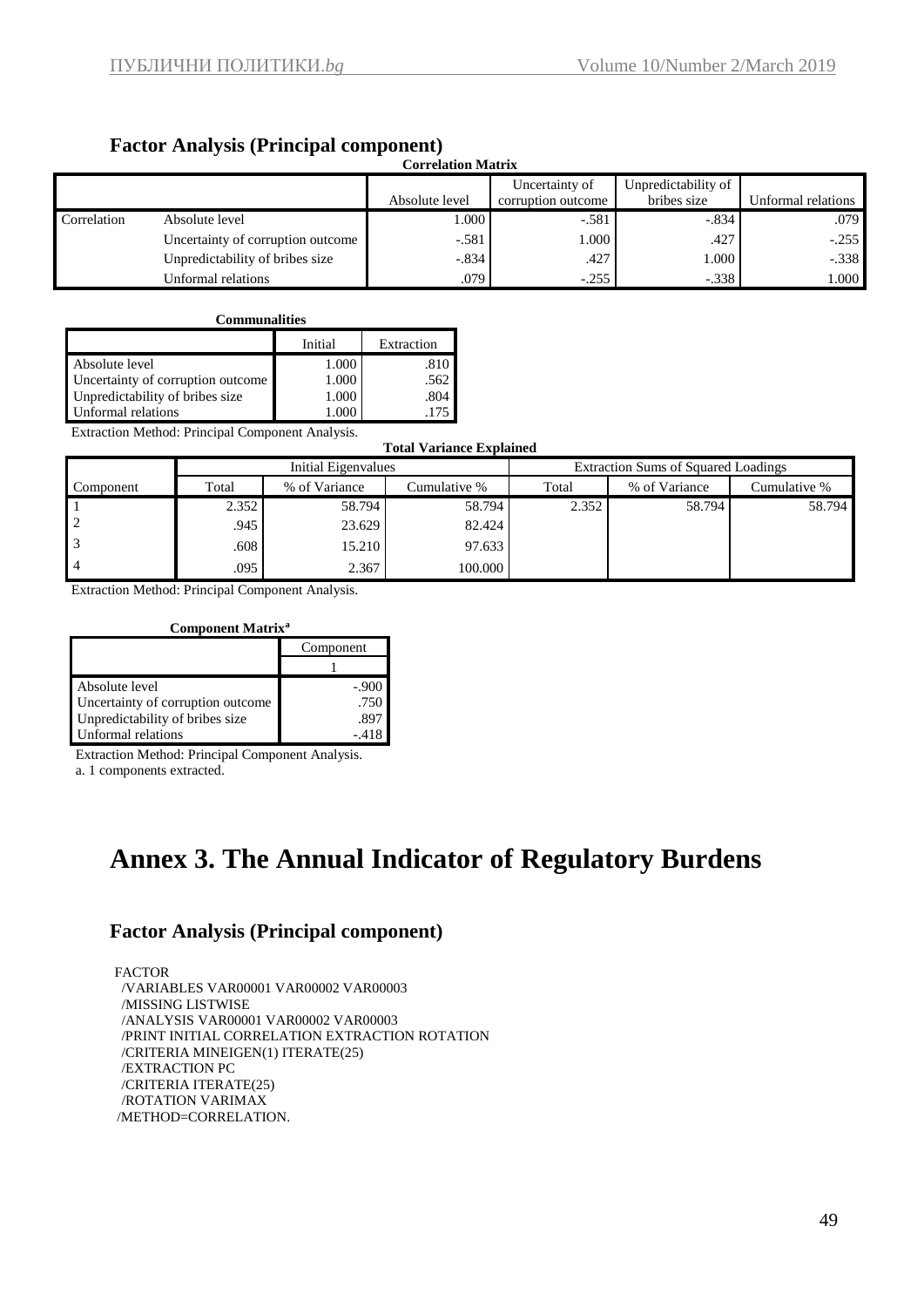### Factor Analysis (Principal component)

**Correlation Matrix**

| | | Absolute level | Uncertainty of corruption outcome | Unpredictability of bribes size | Unformal relations |
|---|---|---|---|---|---|
| Correlation | Absolute level | 1.000 | -.581 | -.834 | .079 |
| | Uncertainty of corruption outcome | -.581 | 1.000 | .427 | -.255 |
| | Unpredictability of bribes size | -.834 | .427 | 1.000 | -.338 |
| | Unformal relations | .079 | -.255 | -.338 | 1.000 |

**Communalities**

| | Initial | Extraction |
|---|---|---|
| Absolute level | 1.000 | .810 |
| Uncertainty of corruption outcome | 1.000 | .562 |
| Unpredictability of bribes size | 1.000 | .804 |
| Unformal relations | 1.000 | .175 |

Extraction Method: Principal Component Analysis.

**Total Variance Explained**

| | Initial Eigenvalues | | | Extraction Sums of Squared Loadings | | |
|---|---|---|---|---|---|---|
| Component | Total | % of Variance | Cumulative % | Total | % of Variance | Cumulative % |
| 1 | 2.352 | 58.794 | 58.794 | 2.352 | 58.794 | 58.794 |
| 2 | .945 | 23.629 | 82.424 | | | |
| 3 | .608 | 15.210 | 97.633 | | | |
| 4 | .095 | 2.367 | 100.000 | | | |

Extraction Method: Principal Component Analysis.

**Component Matrix[a]**

| | Component |
|---|---|
| | 1 |
| Absolute level | -.900 |
| Uncertainty of corruption outcome | .750 |
| Unpredictability of bribes size | .897 |
| Unformal relations | -.418 |

Extraction Method: Principal Component Analysis.

a. 1 components extracted.

# Annex 3. The Annual Indicator of Regulatory Burdens

### Factor Analysis (Principal component)

```
FACTOR
  /VARIABLES VAR00001 VAR00002 VAR00003
  /MISSING LISTWISE
  /ANALYSIS VAR00001 VAR00002 VAR00003
  /PRINT INITIAL CORRELATION EXTRACTION ROTATION
  /CRITERIA MINEIGEN(1) ITERATE(25)
  /EXTRACTION PC
  /CRITERIA ITERATE(25)
  /ROTATION VARIMAX
 /METHOD=CORRELATION.
```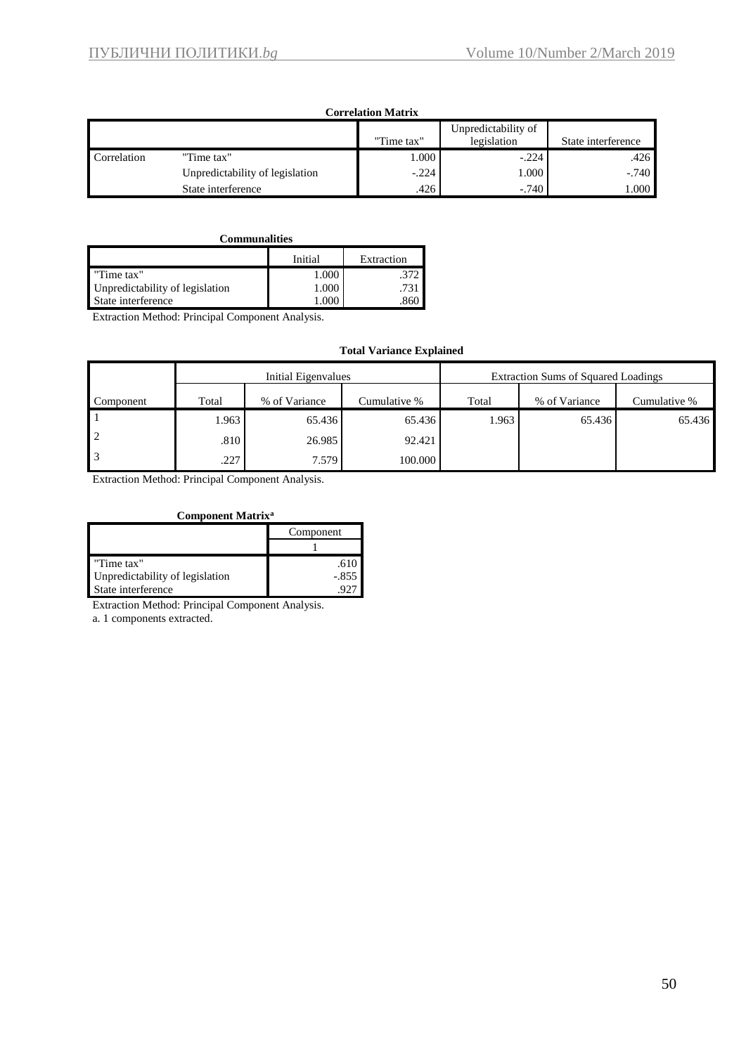**Correlation Matrix**

| | | "Time tax" | Unpredictability of legislation | State interference |
|---|---|---|---|---|
| Correlation | "Time tax" | 1.000 | -.224 | .426 |
| | Unpredictability of legislation | -.224 | 1.000 | -.740 |
| | State interference | .426 | -.740 | 1.000 |

**Communalities**

| | Initial | Extraction |
|---|---|---|
| "Time tax" | 1.000 | .372 |
| Unpredictability of legislation | 1.000 | .731 |
| State interference | 1.000 | .860 |

Extraction Method: Principal Component Analysis.

**Total Variance Explained**

| | Initial Eigenvalues | | | Extraction Sums of Squared Loadings | | |
|---|---|---|---|---|---|---|
| Component | Total | % of Variance | Cumulative % | Total | % of Variance | Cumulative % |
| 1 | 1.963 | 65.436 | 65.436 | 1.963 | 65.436 | 65.436 |
| 2 | .810 | 26.985 | 92.421 | | | |
| 3 | .227 | 7.579 | 100.000 | | | |

Extraction Method: Principal Component Analysis.

**Component Matrix[a]**

| | Component |
|---|---|
| | 1 |
| "Time tax" | .610 |
| Unpredictability of legislation | -.855 |
| State interference | .927 |

Extraction Method: Principal Component Analysis.

a. 1 components extracted.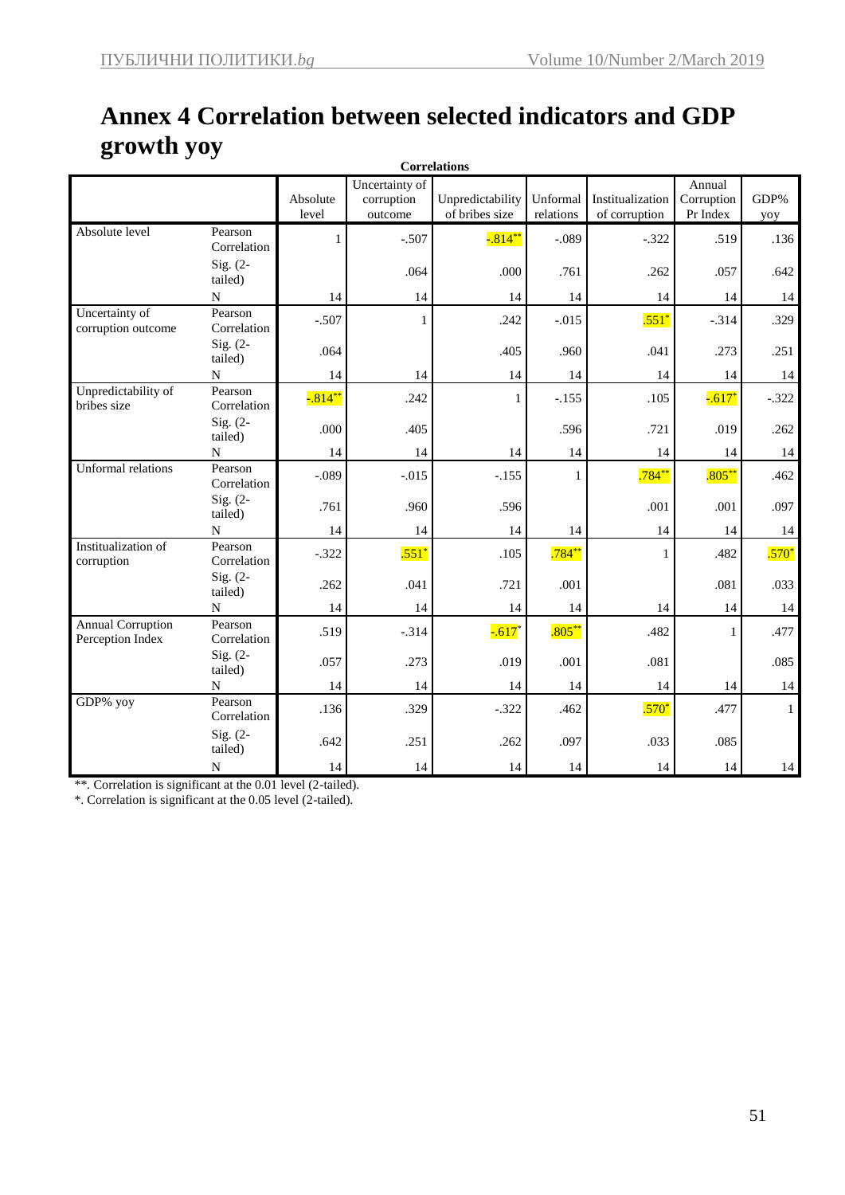# Annex 4 Correlation between selected indicators and GDP growth yoy

**Correlations**

| | | Absolute level | Uncertainty of corruption outcome | Unpredictability of bribes size | Unformal relations | Institualization of corruption | Annual Corruption Pr Index | GDP% yoy |
|---|---|---|---|---|---|---|---|---|
| Absolute level | Pearson Correlation | 1 | -.507 | -.814** | -.089 | -.322 | .519 | .136 |
| | Sig. (2-tailed) | | .064 | .000 | .761 | .262 | .057 | .642 |
| | N | 14 | 14 | 14 | 14 | 14 | 14 | 14 |
| Uncertainty of corruption outcome | Pearson Correlation | -.507 | 1 | .242 | -.015 | .551* | -.314 | .329 |
| | Sig. (2-tailed) | .064 | | .405 | .960 | .041 | .273 | .251 |
| | N | 14 | 14 | 14 | 14 | 14 | 14 | 14 |
| Unpredictability of bribes size | Pearson Correlation | -.814** | .242 | 1 | -.155 | .105 | -.617* | -.322 |
| | Sig. (2-tailed) | .000 | .405 | | .596 | .721 | .019 | .262 |
| | N | 14 | 14 | 14 | 14 | 14 | 14 | 14 |
| Unformal relations | Pearson Correlation | -.089 | -.015 | -.155 | 1 | .784** | .805** | .462 |
| | Sig. (2-tailed) | .761 | .960 | .596 | | .001 | .001 | .097 |
| | N | 14 | 14 | 14 | 14 | 14 | 14 | 14 |
| Institualization of corruption | Pearson Correlation | -.322 | .551* | .105 | .784** | 1 | .482 | .570* |
| | Sig. (2-tailed) | .262 | .041 | .721 | .001 | | .081 | .033 |
| | N | 14 | 14 | 14 | 14 | 14 | 14 | 14 |
| Annual Corruption Perception Index | Pearson Correlation | .519 | -.314 | -.617* | .805** | .482 | 1 | .477 |
| | Sig. (2-tailed) | .057 | .273 | .019 | .001 | .081 | | .085 |
| | N | 14 | 14 | 14 | 14 | 14 | 14 | 14 |
| GDP% yoy | Pearson Correlation | .136 | .329 | -.322 | .462 | .570* | .477 | 1 |
| | Sig. (2-tailed) | .642 | .251 | .262 | .097 | .033 | .085 | |
| | N | 14 | 14 | 14 | 14 | 14 | 14 | 14 |

**. Correlation is significant at the 0.01 level (2-tailed).

*. Correlation is significant at the 0.05 level (2-tailed).